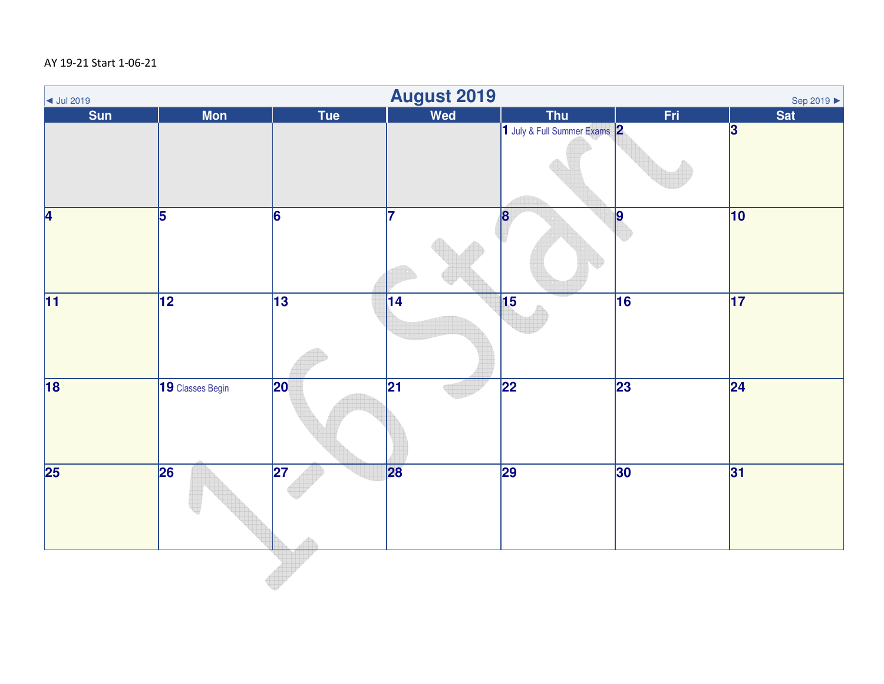AY 19-21 Start 1-06-21

# August 2019

◄ Jul 2019 | Sep 2019 ►

| Sun | Mon | Tue | Wed | Thu | Fri | Sat |
|---|---|---|---|---|---|---|
| | | | | 1 July & Full Summer Exams | 2 | 3 |
| 4 | 5 | 6 | 7 | 8 | 9 | 10 |
| 11 | 12 | 13 | 14 | 15 | 16 | 17 |
| 18 | 19 Classes Begin | 20 | 21 | 22 | 23 | 24 |
| 25 | 26 | 27 | 28 | 29 | 30 | 31 |

1-6 Start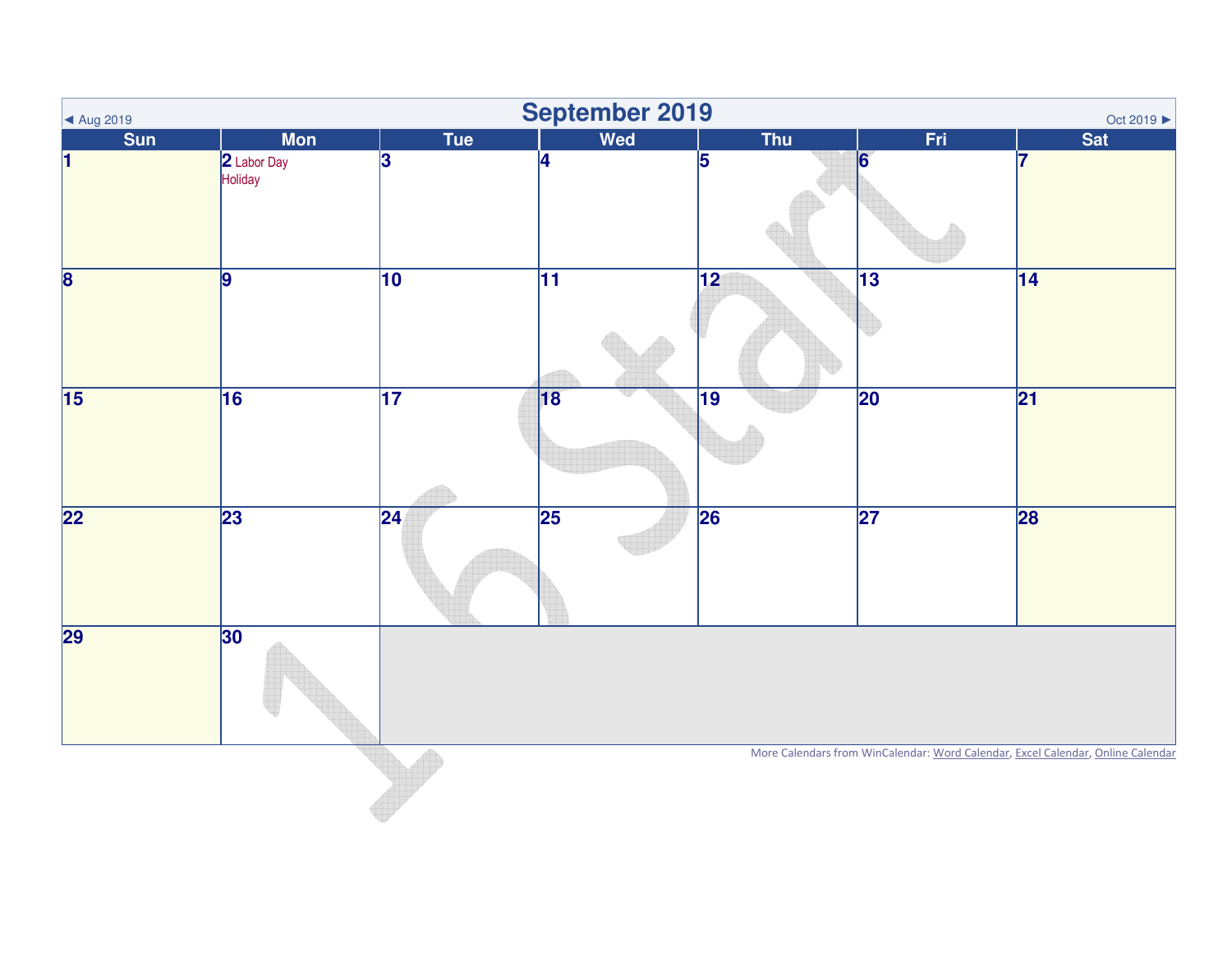# September 2019

◄ Aug 2019 | Oct 2019 ►

| Sun | Mon | Tue | Wed | Thu | Fri | Sat |
|---|---|---|---|---|---|---|
| 1 | 2 Labor Day Holiday | 3 | 4 | 5 | 6 | 7 |
| 8 | 9 | 10 | 11 | 12 | 13 | 14 |
| 15 | 16 | 17 | 18 | 19 | 20 | 21 |
| 22 | 23 | 24 | 25 | 26 | 27 | 28 |
| 29 | 30 | | | | | |

More Calendars from WinCalendar: Word Calendar, Excel Calendar, Online Calendar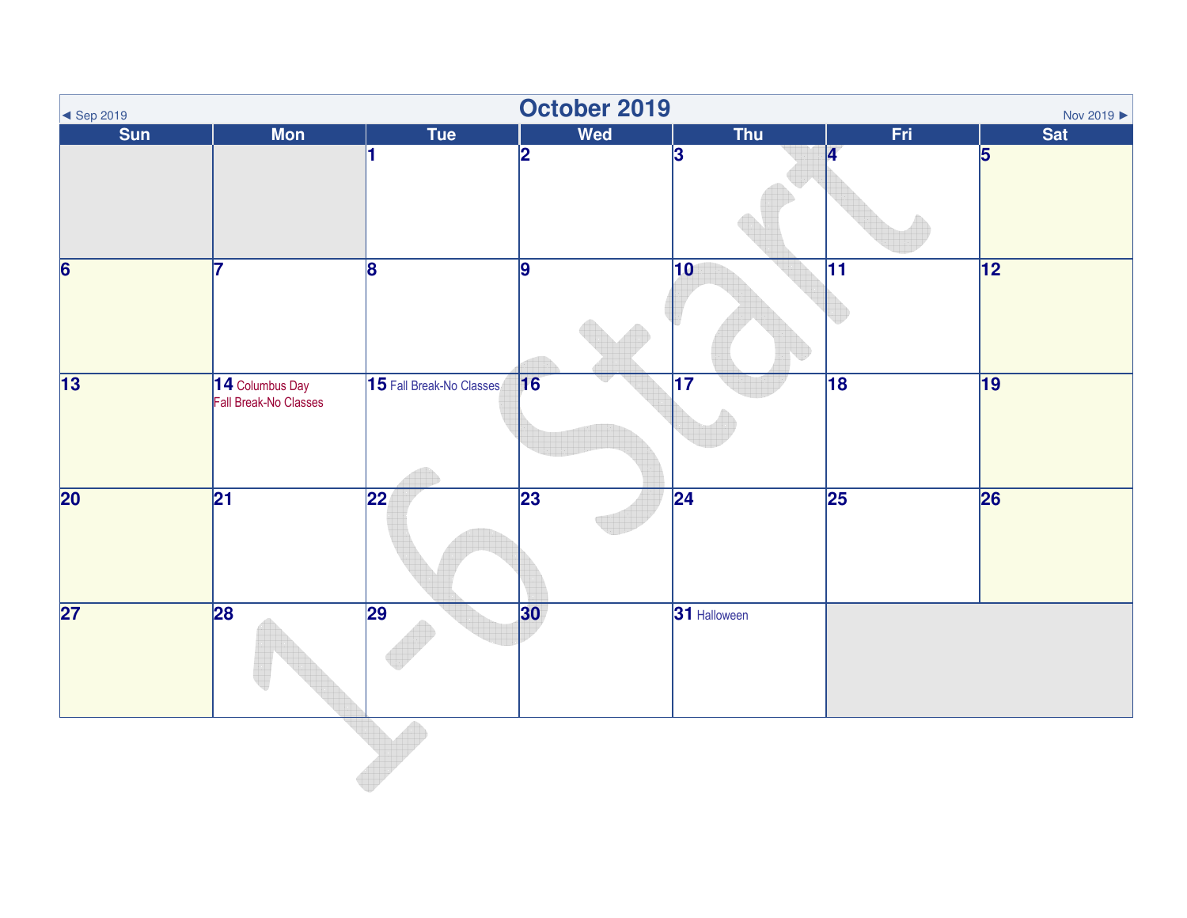# October 2019

◄ Sep 2019 | Nov 2019 ►

| Sun | Mon | Tue | Wed | Thu | Fri | Sat |
|---|---|---|---|---|---|---|
| | | 1 | 2 | 3 | 4 | 5 |
| 6 | 7 | 8 | 9 | 10 | 11 | 12 |
| 13 | 14 Columbus Day<br>Fall Break-No Classes | 15 Fall Break-No Classes | 16 | 17 | 18 | 19 |
| 20 | 21 | 22 | 23 | 24 | 25 | 26 |
| 27 | 28 | 29 | 30 | 31 Halloween | | |

1-6 Start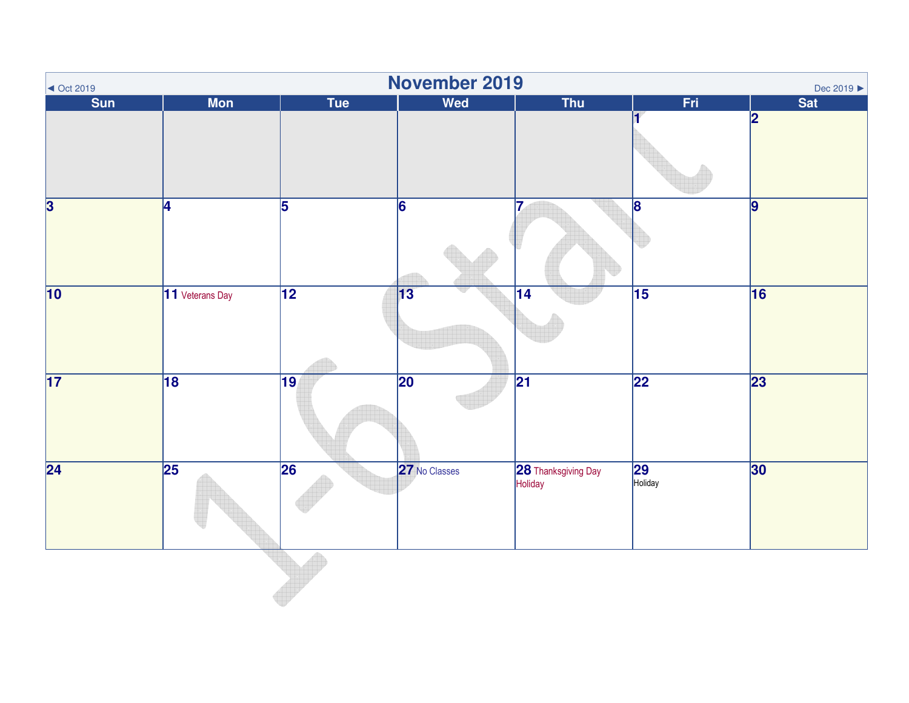# November 2019

◄ Oct 2019 | Dec 2019 ►

| Sun | Mon | Tue | Wed | Thu | Fri | Sat |
|---|---|---|---|---|---|---|
| | | | | | 1 | 2 |
| 3 | 4 | 5 | 6 | 7 | 8 | 9 |
| 10 | 11 Veterans Day | 12 | 13 | 14 | 15 | 16 |
| 17 | 18 | 19 | 20 | 21 | 22 | 23 |
| 24 | 25 | 26 | 27 No Classes | 28 Thanksgiving Day Holiday | 29 Holiday | 30 |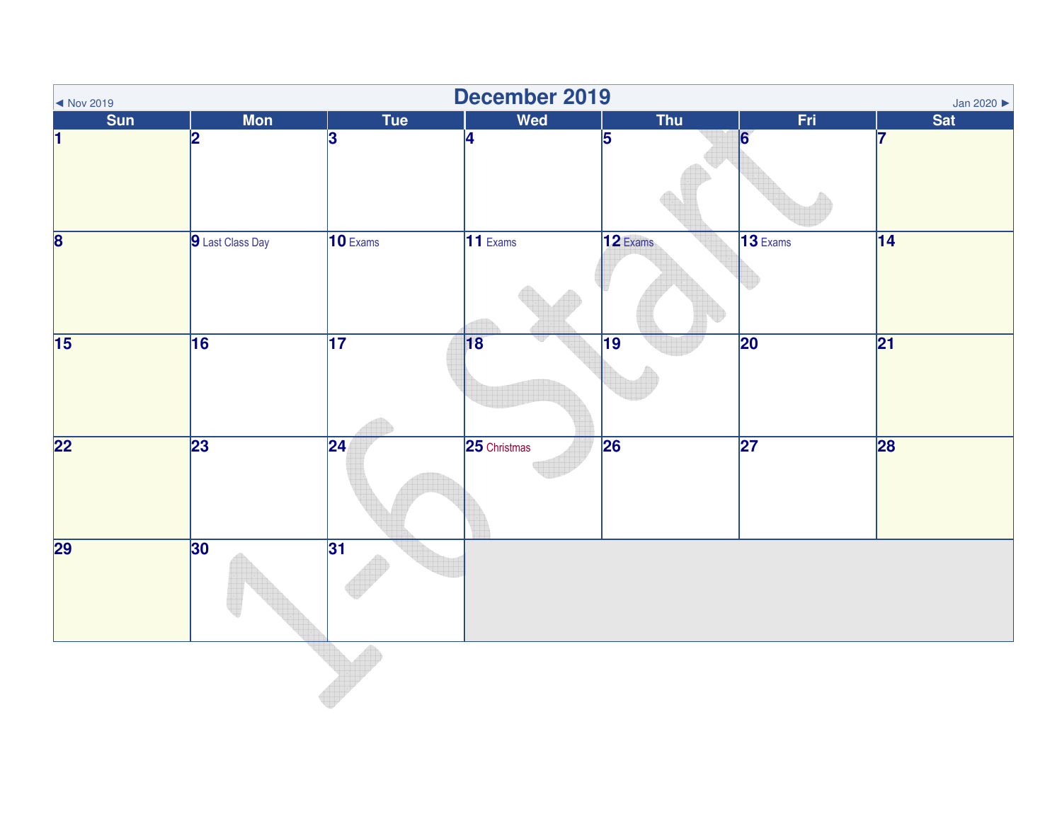# December 2019

◄ Nov 2019 | Jan 2020 ►

| Sun | Mon | Tue | Wed | Thu | Fri | Sat |
|---|---|---|---|---|---|---|
| 1 | 2 | 3 | 4 | 5 | 6 | 7 |
| 8 | 9 Last Class Day | 10 Exams | 11 Exams | 12 Exams | 13 Exams | 14 |
| 15 | 16 | 17 | 18 | 19 | 20 | 21 |
| 22 | 23 | 24 | 25 Christmas | 26 | 27 | 28 |
| 29 | 30 | 31 | | | | |

1-6 Start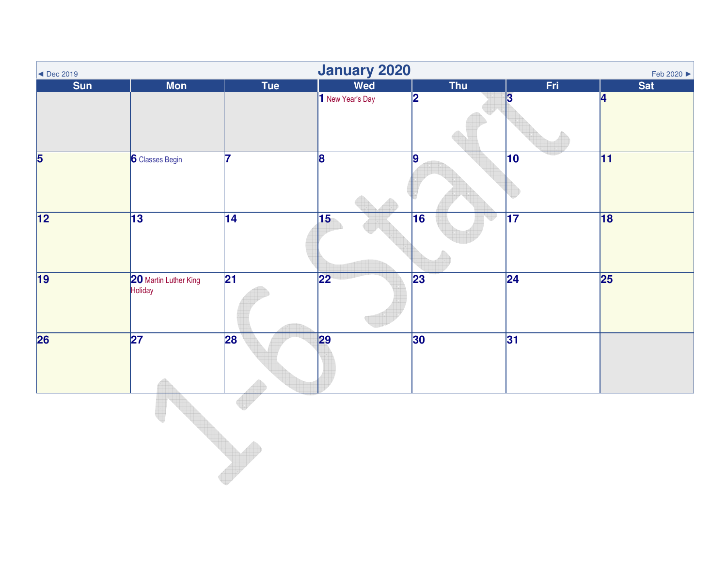# January 2020

◄ Dec 2019 | Feb 2020 ►

| Sun | Mon | Tue | Wed | Thu | Fri | Sat |
|---|---|---|---|---|---|---|
| | | | 1 New Year's Day | 2 | 3 | 4 |
| 5 | 6 Classes Begin | 7 | 8 | 9 | 10 | 11 |
| 12 | 13 | 14 | 15 | 16 | 17 | 18 |
| 19 | 20 Martin Luther King Holiday | 21 | 22 | 23 | 24 | 25 |
| 26 | 27 | 28 | 29 | 30 | 31 | |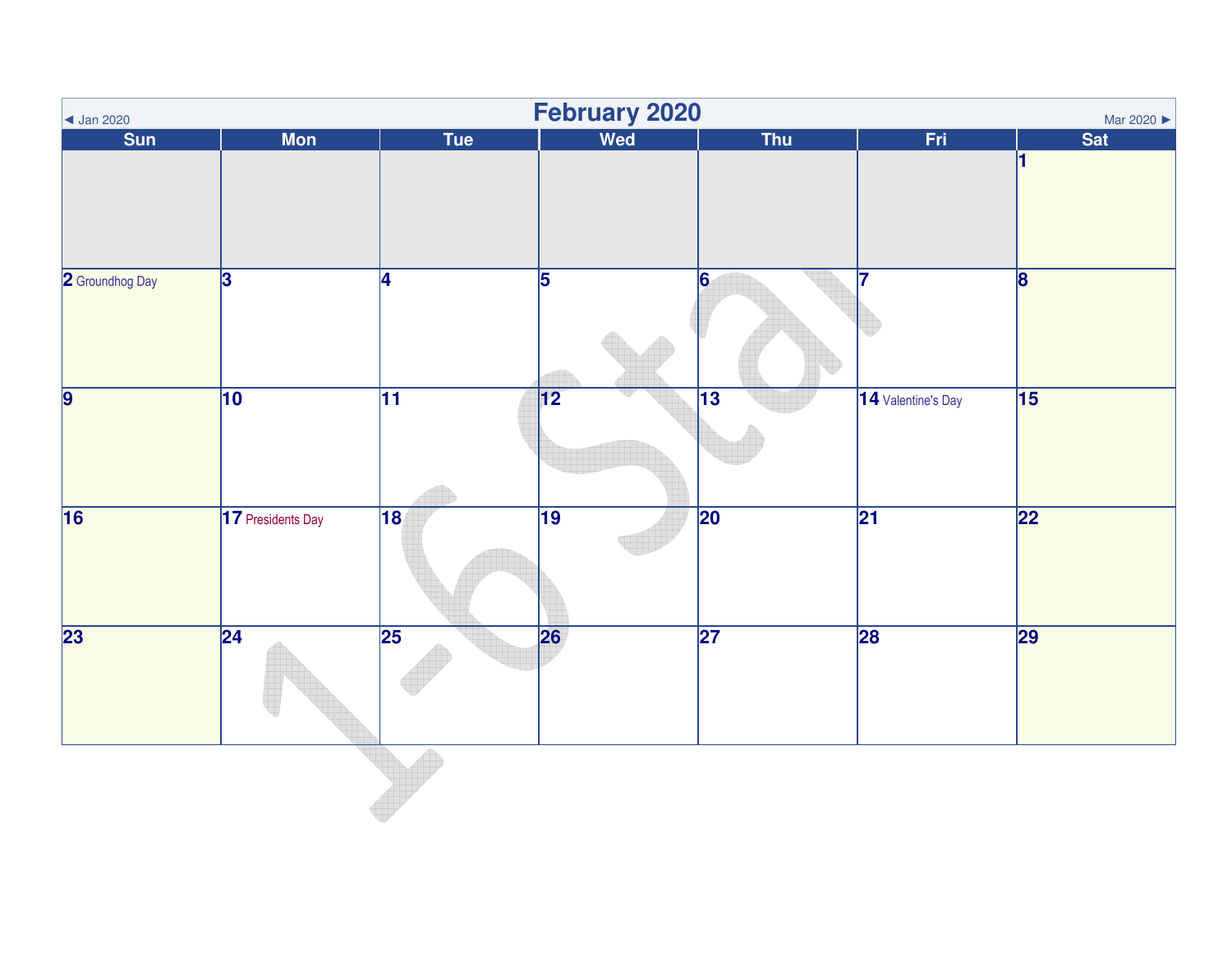◄ Jan 2020

# February 2020

Mar 2020 ►

| Sun | Mon | Tue | Wed | Thu | Fri | Sat |
|---|---|---|---|---|---|---|
| | | | | | | 1 |
| 2 Groundhog Day | 3 | 4 | 5 | 6 | 7 | 8 |
| 9 | 10 | 11 | 12 | 13 | 14 Valentine's Day | 15 |
| 16 | 17 Presidents Day | 18 | 19 | 20 | 21 | 22 |
| 23 | 24 | 25 | 26 | 27 | 28 | 29 |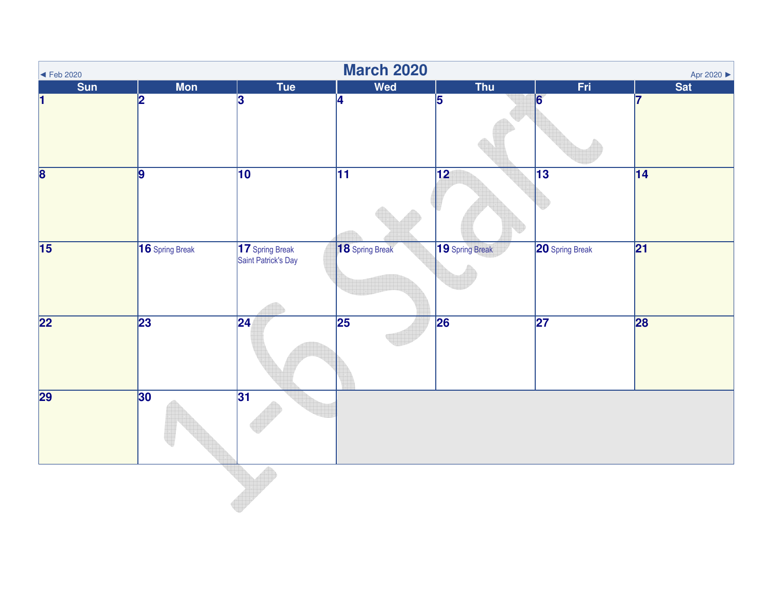# March 2020

◄ Feb 2020 | Apr 2020 ►

| Sun | Mon | Tue | Wed | Thu | Fri | Sat |
|---|---|---|---|---|---|---|
| 1 | 2 | 3 | 4 | 5 | 6 | 7 |
| 8 | 9 | 10 | 11 | 12 | 13 | 14 |
| 15 | 16 Spring Break | 17 Spring Break<br>Saint Patrick's Day | 18 Spring Break | 19 Spring Break | 20 Spring Break | 21 |
| 22 | 23 | 24 | 25 | 26 | 27 | 28 |
| 29 | 30 | 31 | | | | |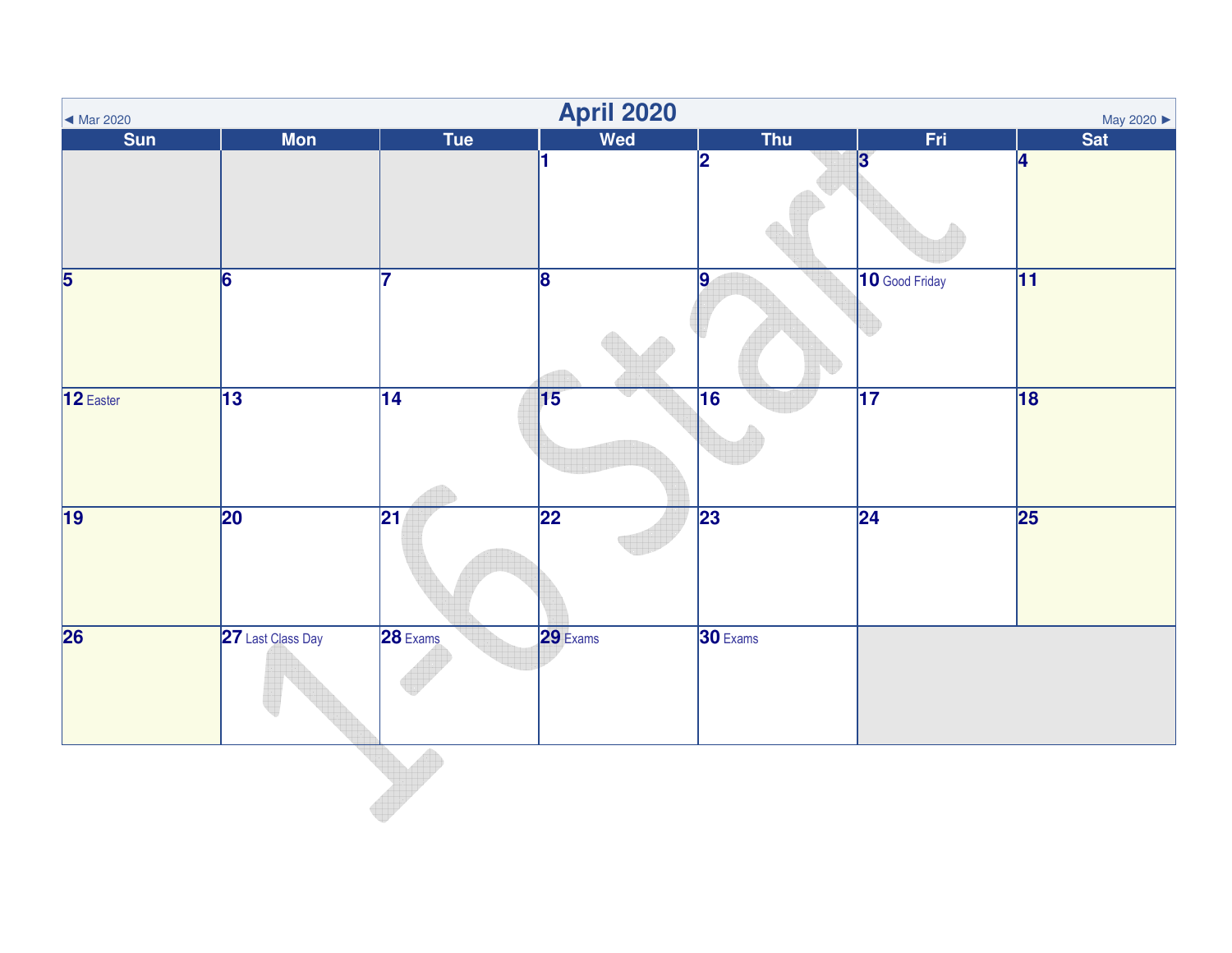# April 2020

◄ Mar 2020 | May 2020 ►

| Sun | Mon | Tue | Wed | Thu | Fri | Sat |
| --- | --- | --- | --- | --- | --- | --- |
| | | | 1 | 2 | 3 | 4 |
| 5 | 6 | 7 | 8 | 9 | 10 Good Friday | 11 |
| 12 Easter | 13 | 14 | 15 | 16 | 17 | 18 |
| 19 | 20 | 21 | 22 | 23 | 24 | 25 |
| 26 | 27 Last Class Day | 28 Exams | 29 Exams | 30 Exams | | |

1-6 Start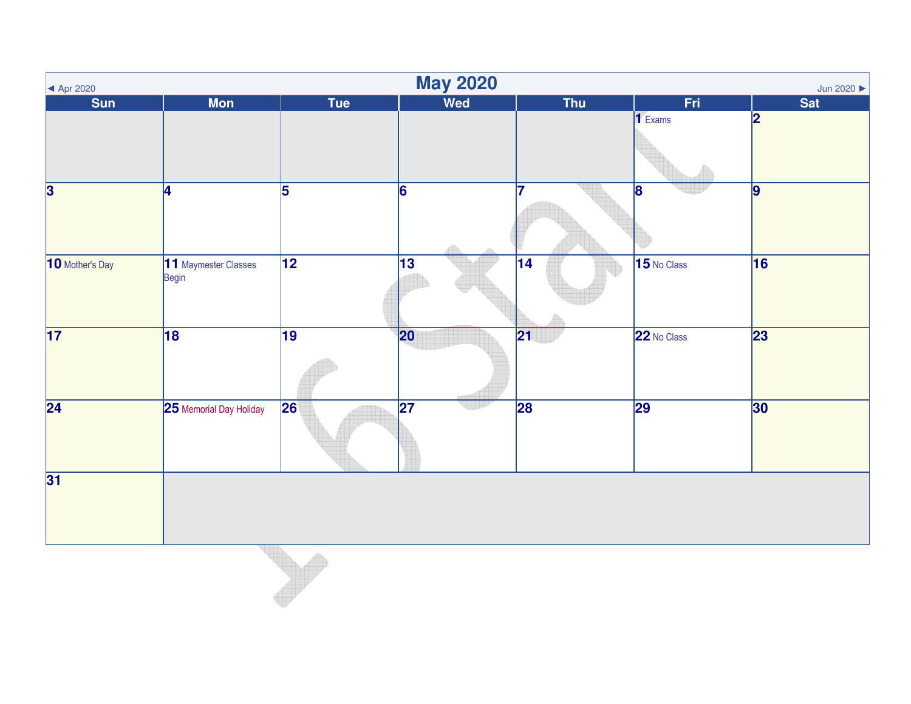# May 2020

◄ Apr 2020 | Jun 2020 ►

| Sun | Mon | Tue | Wed | Thu | Fri | Sat |
|---|---|---|---|---|---|---|
| | | | | | 1 Exams | 2 |
| 3 | 4 | 5 | 6 | 7 | 8 | 9 |
| 10 Mother's Day | 11 Maymester Classes Begin | 12 | 13 | 14 | 15 No Class | 16 |
| 17 | 18 | 19 | 20 | 21 | 22 No Class | 23 |
| 24 | 25 Memorial Day Holiday | 26 | 27 | 28 | 29 | 30 |
| 31 | | | | | | |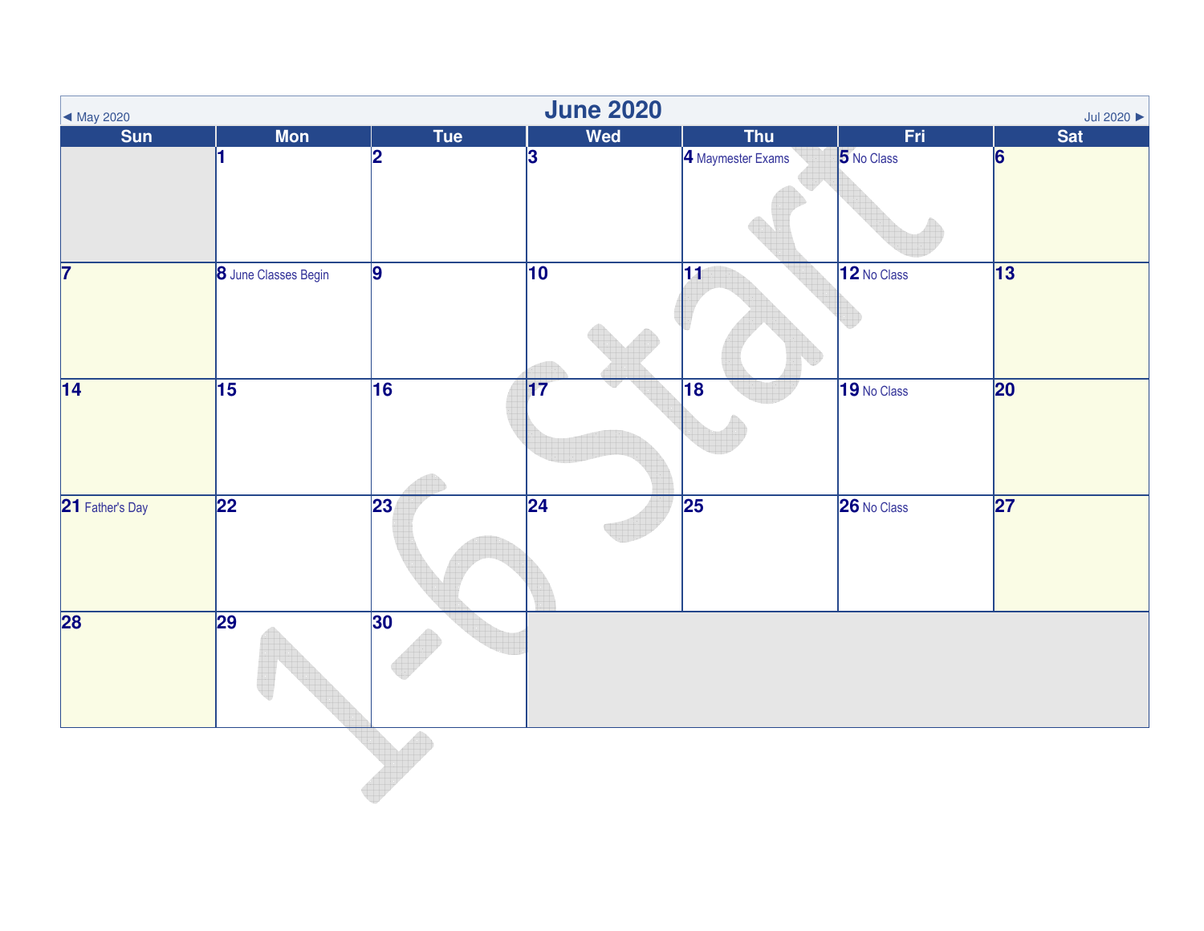# June 2020

◄ May 2020 | Jul 2020 ►

| Sun | Mon | Tue | Wed | Thu | Fri | Sat |
|---|---|---|---|---|---|---|
| | 1 | 2 | 3 | 4 Maymester Exams | 5 No Class | 6 |
| 7 | 8 June Classes Begin | 9 | 10 | 11 | 12 No Class | 13 |
| 14 | 15 | 16 | 17 | 18 | 19 No Class | 20 |
| 21 Father's Day | 22 | 23 | 24 | 25 | 26 No Class | 27 |
| 28 | 29 | 30 | | | | |

1-6 Start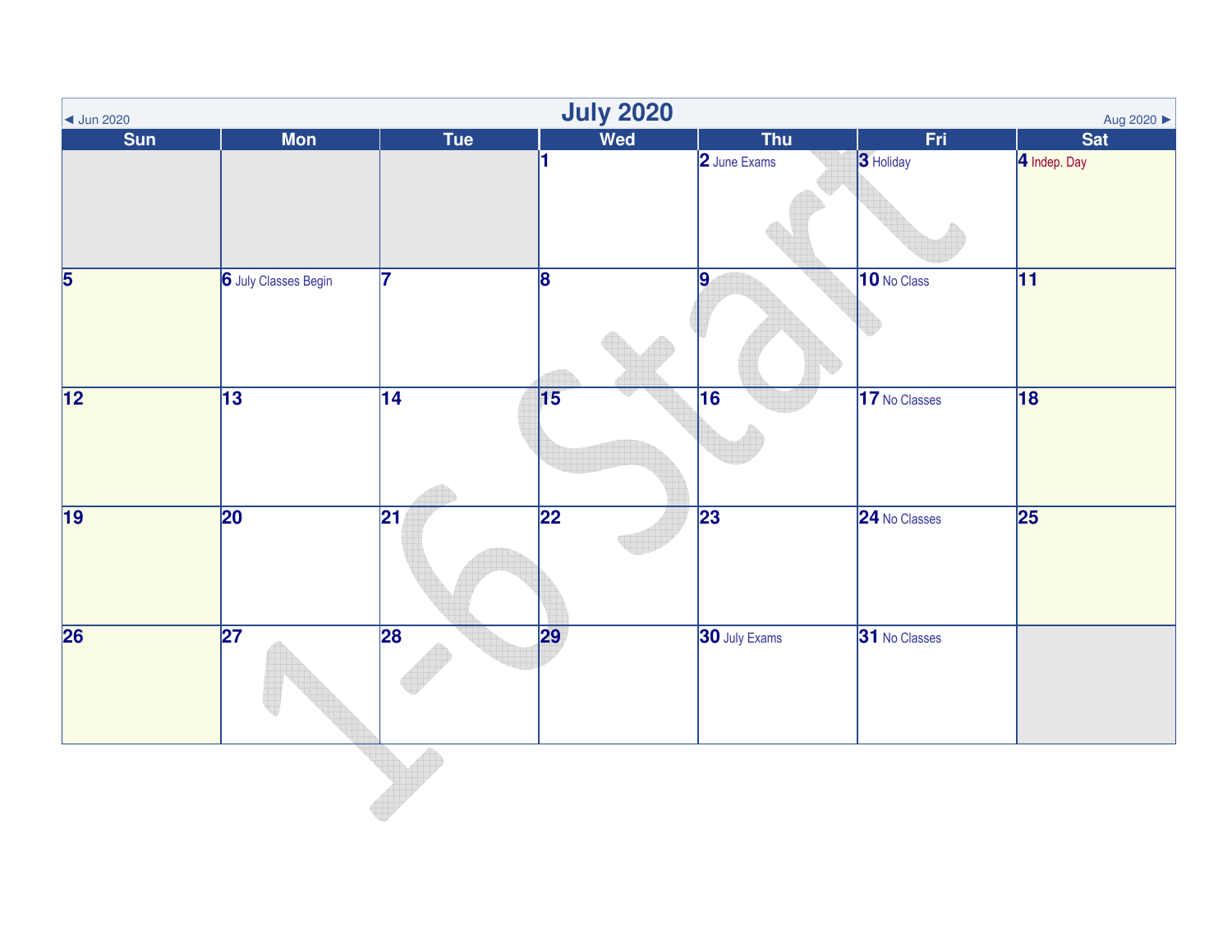# July 2020

◄ Jun 2020 | Aug 2020 ►

| Sun | Mon | Tue | Wed | Thu | Fri | Sat |
|---|---|---|---|---|---|---|
| | | | 1 | 2 June Exams | 3 Holiday | 4 Indep. Day |
| 5 | 6 July Classes Begin | 7 | 8 | 9 | 10 No Class | 11 |
| 12 | 13 | 14 | 15 | 16 | 17 No Classes | 18 |
| 19 | 20 | 21 | 22 | 23 | 24 No Classes | 25 |
| 26 | 27 | 28 | 29 | 30 July Exams | 31 No Classes | |

1-6 Start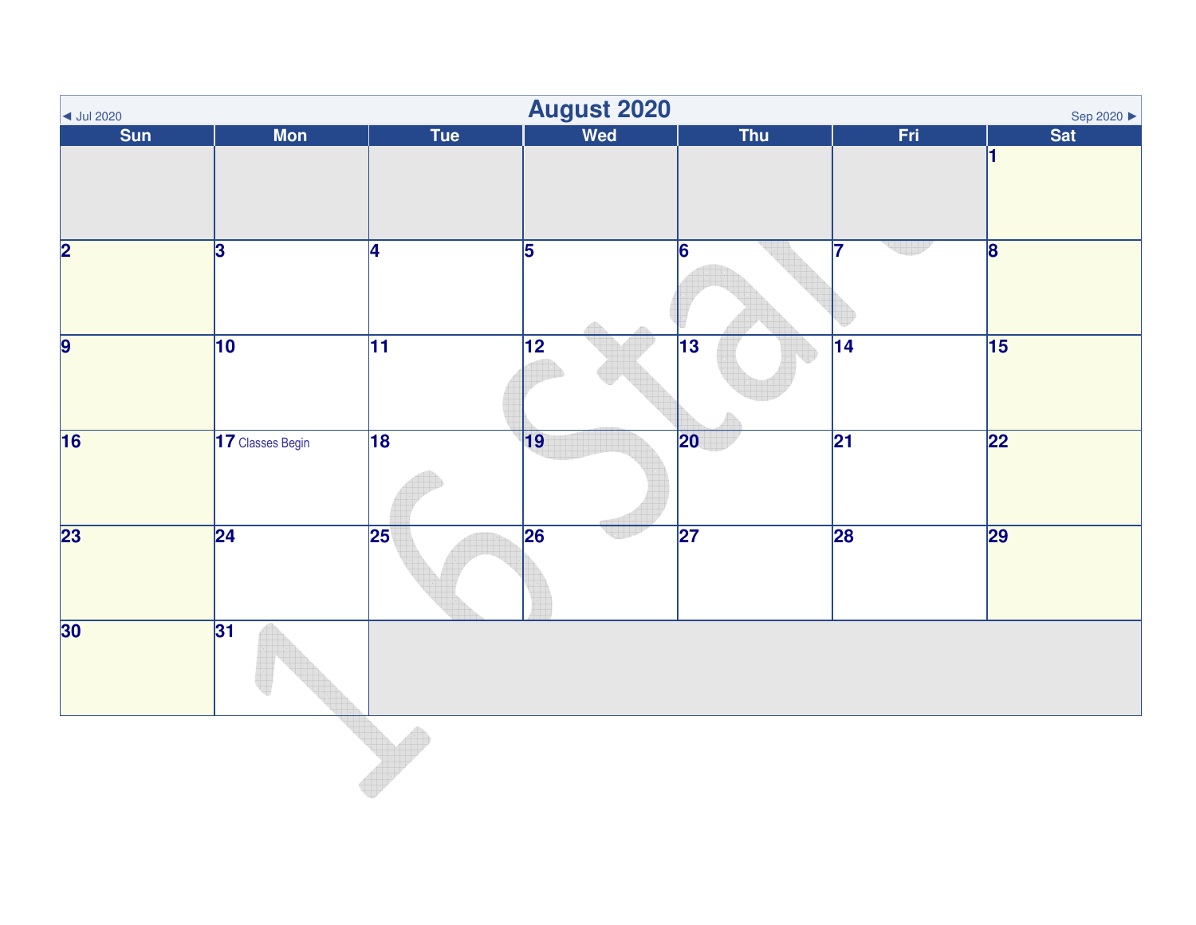◄ Jul 2020

# August 2020

Sep 2020 ►

| Sun | Mon | Tue | Wed | Thu | Fri | Sat |
|---|---|---|---|---|---|---|
| | | | | | | 1 |
| 2 | 3 | 4 | 5 | 6 | 7 | 8 |
| 9 | 10 | 11 | 12 | 13 | 14 | 15 |
| 16 | 17 Classes Begin | 18 | 19 | 20 | 21 | 22 |
| 23 | 24 | 25 | 26 | 27 | 28 | 29 |
| 30 | 31 | | | | | |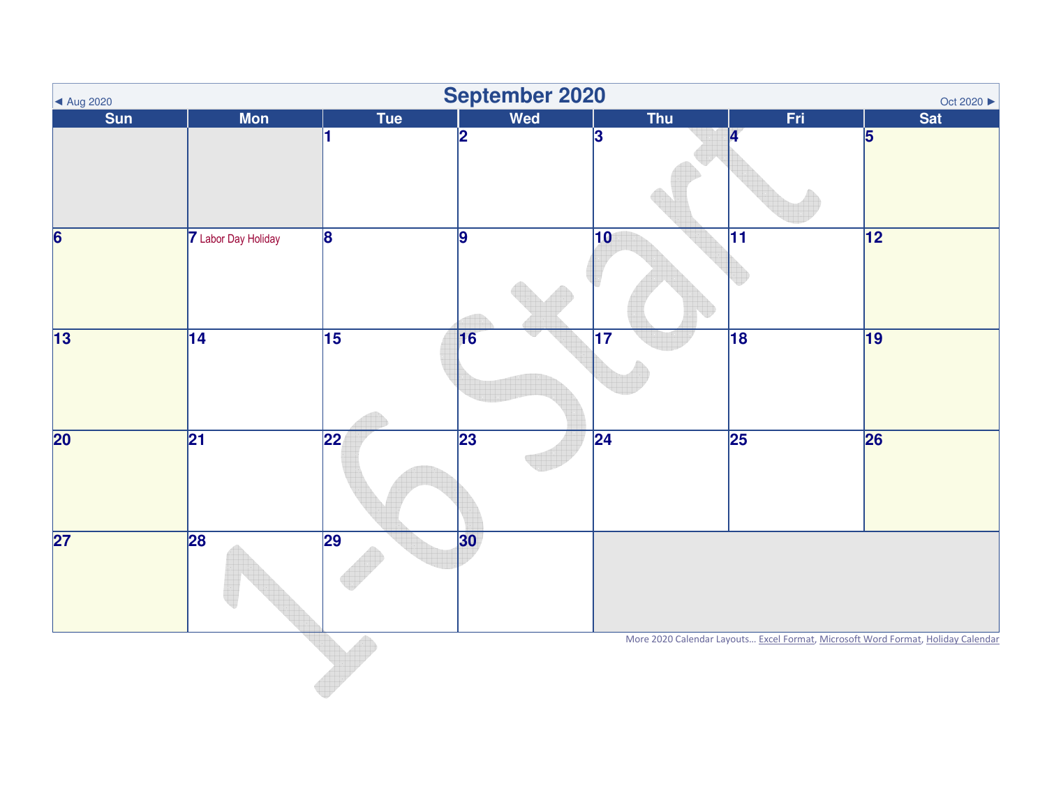◄ Aug 2020

# September 2020

Oct 2020 ►

| Sun | Mon | Tue | Wed | Thu | Fri | Sat |
|---|---|---|---|---|---|---|
| | | 1 | 2 | 3 | 4 | 5 |
| 6 | 7 Labor Day Holiday | 8 | 9 | 10 | 11 | 12 |
| 13 | 14 | 15 | 16 | 17 | 18 | 19 |
| 20 | 21 | 22 | 23 | 24 | 25 | 26 |
| 27 | 28 | 29 | 30 | | | |

More 2020 Calendar Layouts... Excel Format, Microsoft Word Format, Holiday Calendar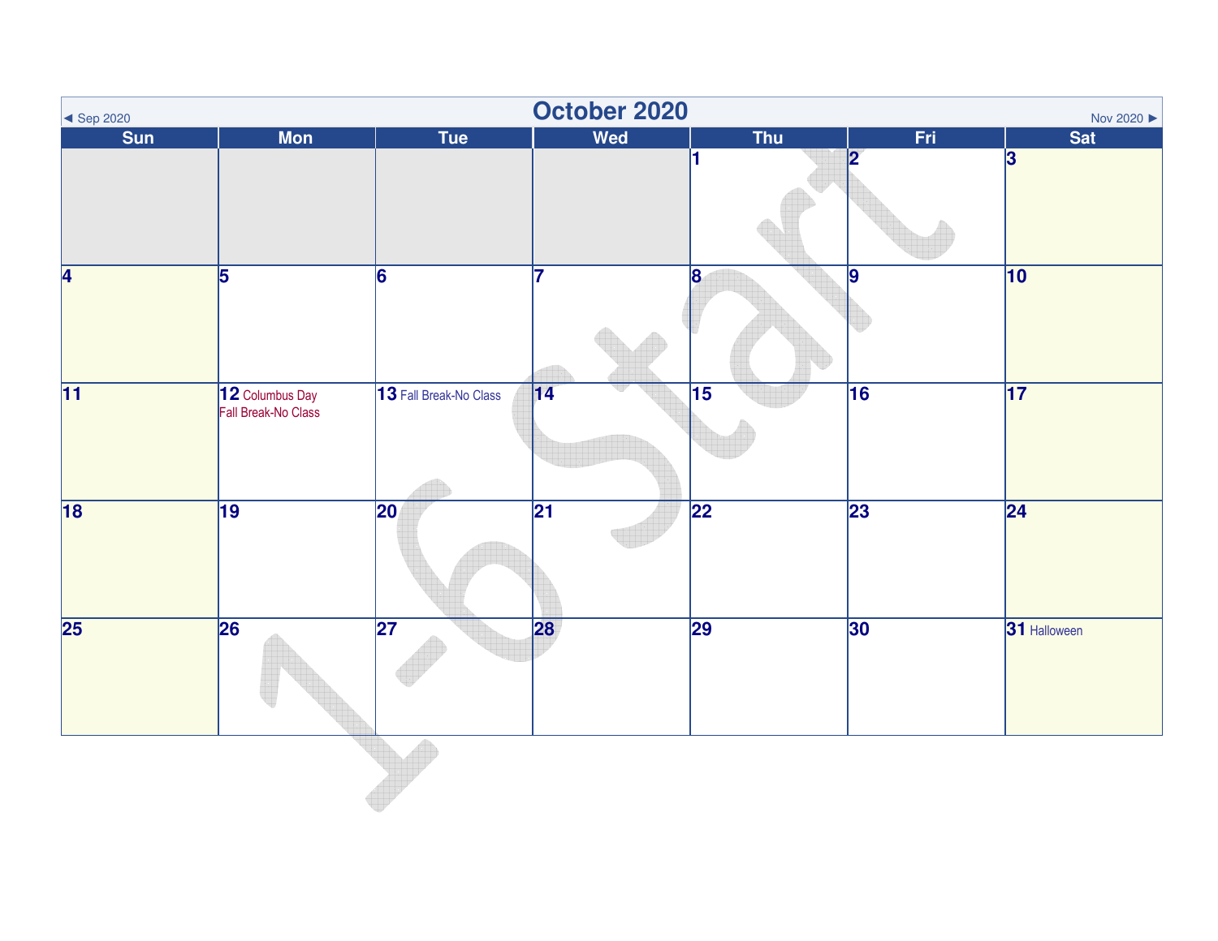◄ Sep 2020

# October 2020

Nov 2020 ►

| Sun | Mon | Tue | Wed | Thu | Fri | Sat |
|---|---|---|---|---|---|---|
| | | | | 1 | 2 | 3 |
| 4 | 5 | 6 | 7 | 8 | 9 | 10 |
| 11 | 12 Columbus Day<br>Fall Break-No Class | 13 Fall Break-No Class | 14 | 15 | 16 | 17 |
| 18 | 19 | 20 | 21 | 22 | 23 | 24 |
| 25 | 26 | 27 | 28 | 29 | 30 | 31 Halloween |

1-6 Start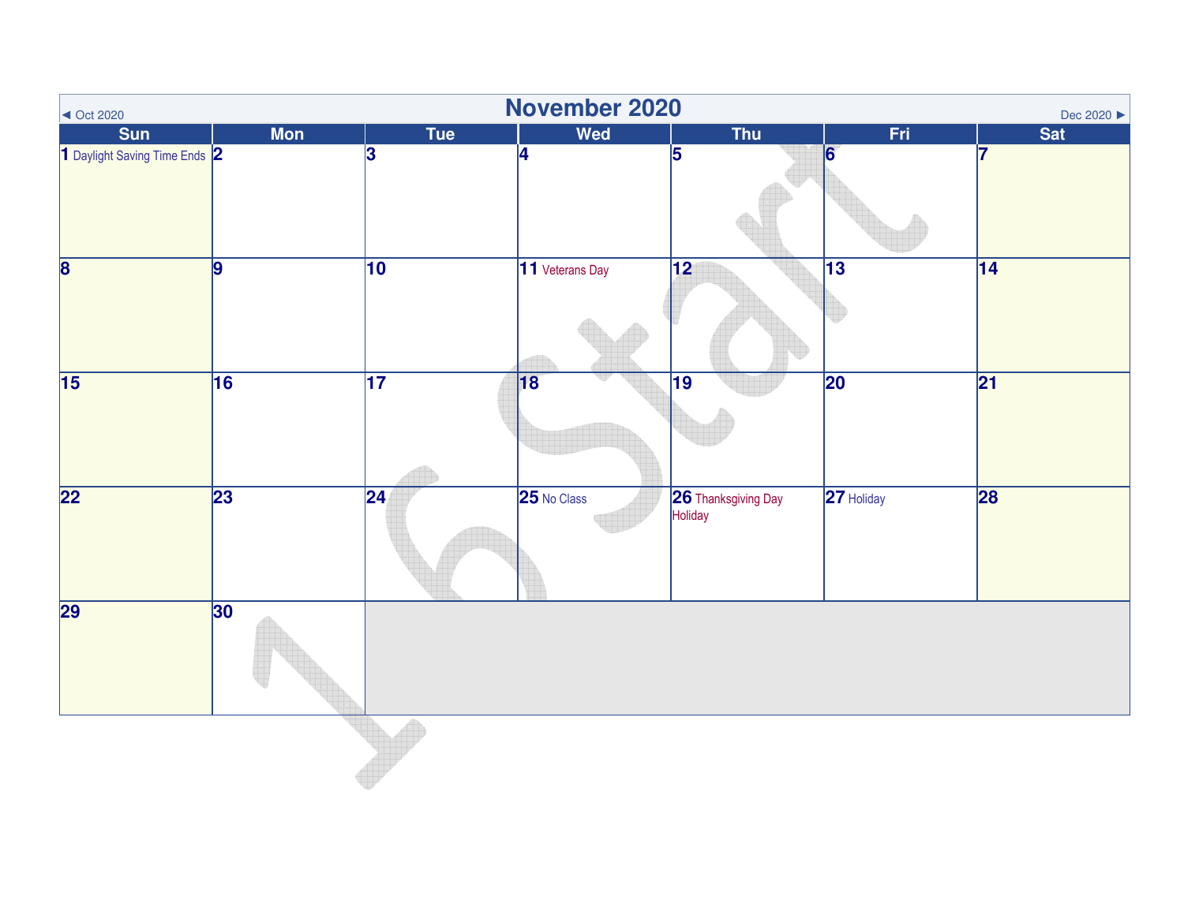# November 2020

◄ Oct 2020 | Dec 2020 ►

| Sun | Mon | Tue | Wed | Thu | Fri | Sat |
|---|---|---|---|---|---|---|
| 1 Daylight Saving Time Ends | 2 | 3 | 4 | 5 | 6 | 7 |
| 8 | 9 | 10 | 11 Veterans Day | 12 | 13 | 14 |
| 15 | 16 | 17 | 18 | 19 | 20 | 21 |
| 22 | 23 | 24 | 25 No Class | 26 Thanksgiving Day Holiday | 27 Holiday | 28 |
| 29 | 30 | | | | | |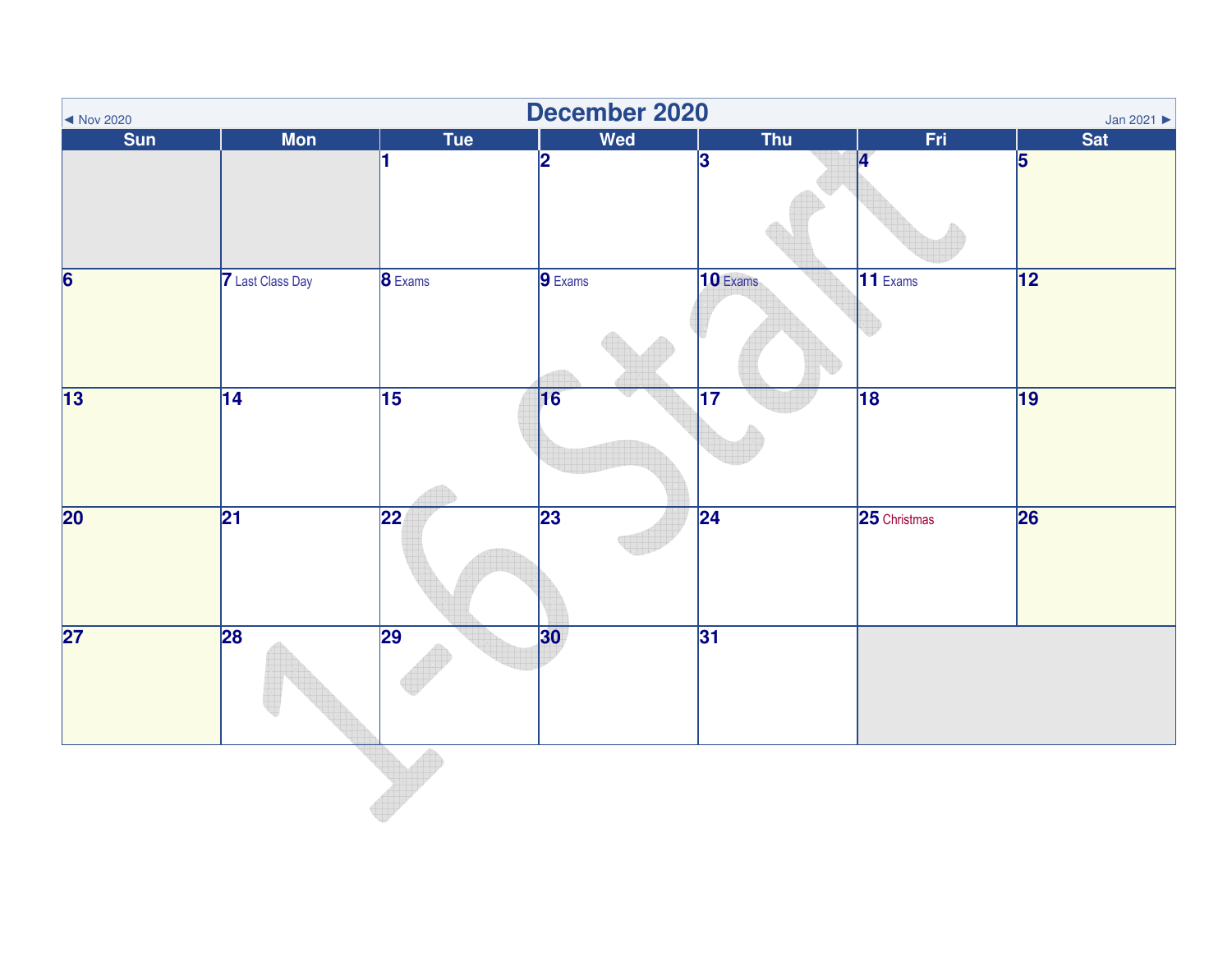# December 2020

◄ Nov 2020 | Jan 2021 ►

| Sun | Mon | Tue | Wed | Thu | Fri | Sat |
|---|---|---|---|---|---|---|
| | | 1 | 2 | 3 | 4 | 5 |
| 6 | 7 Last Class Day | 8 Exams | 9 Exams | 10 Exams | 11 Exams | 12 |
| 13 | 14 | 15 | 16 | 17 | 18 | 19 |
| 20 | 21 | 22 | 23 | 24 | 25 Christmas | 26 |
| 27 | 28 | 29 | 30 | 31 | | |

1-6 Start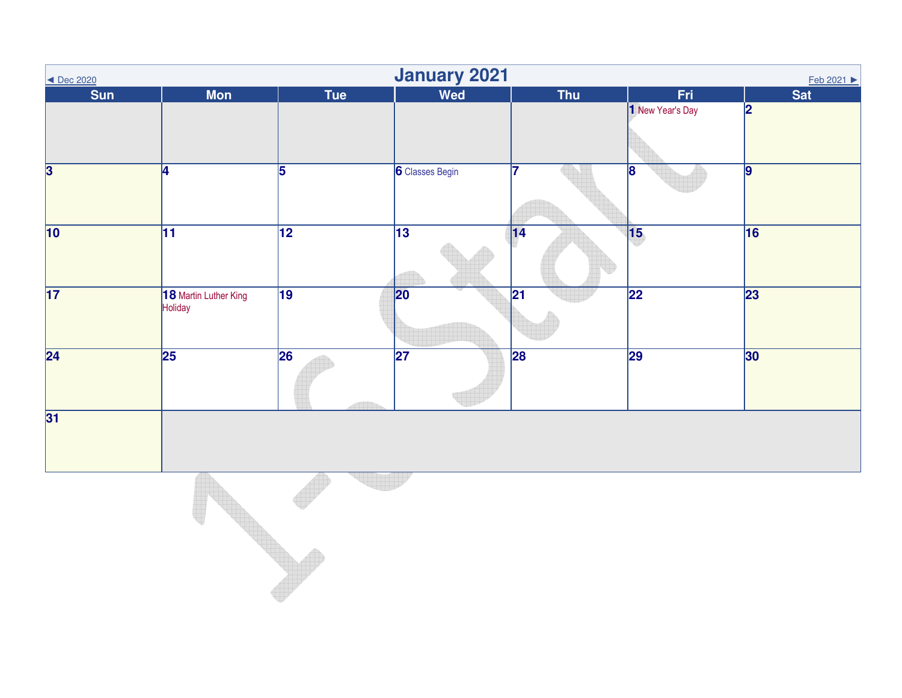◄ Dec 2020

# January 2021

Feb 2021 ►

| Sun | Mon | Tue | Wed | Thu | Fri | Sat |
|---|---|---|---|---|---|---|
| | | | | | 1 New Year's Day | 2 |
| 3 | 4 | 5 | 6 Classes Begin | 7 | 8 | 9 |
| 10 | 11 | 12 | 13 | 14 | 15 | 16 |
| 17 | 18 Martin Luther King Holiday | 19 | 20 | 21 | 22 | 23 |
| 24 | 25 | 26 | 27 | 28 | 29 | 30 |
| 31 | | | | | | |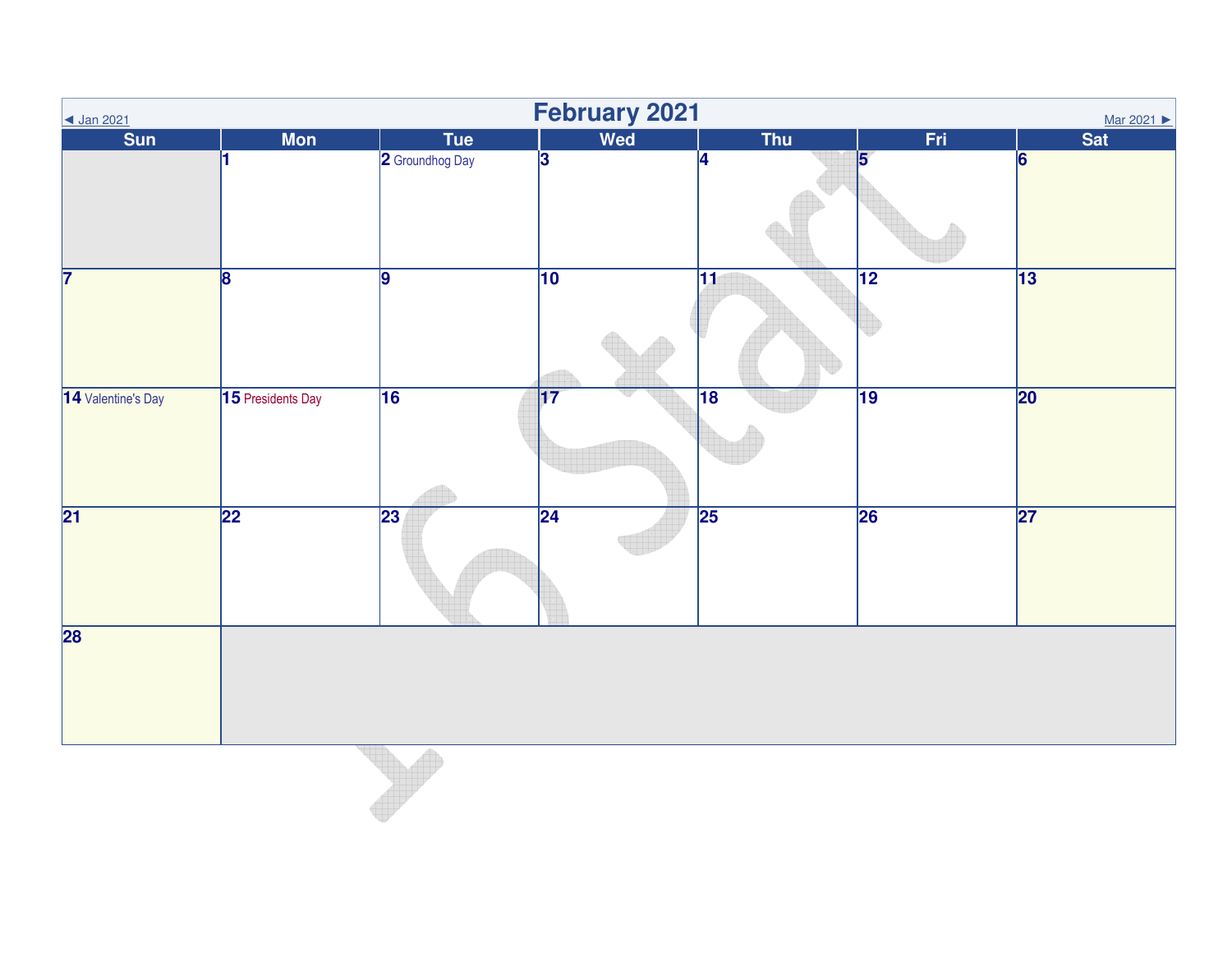◄ Jan 2021

# February 2021

Mar 2021 ►

| Sun | Mon | Tue | Wed | Thu | Fri | Sat |
|---|---|---|---|---|---|---|
| | 1 | 2 Groundhog Day | 3 | 4 | 5 | 6 |
| 7 | 8 | 9 | 10 | 11 | 12 | 13 |
| 14 Valentine's Day | 15 Presidents Day | 16 | 17 | 18 | 19 | 20 |
| 21 | 22 | 23 | 24 | 25 | 26 | 27 |
| 28 | | | | | | |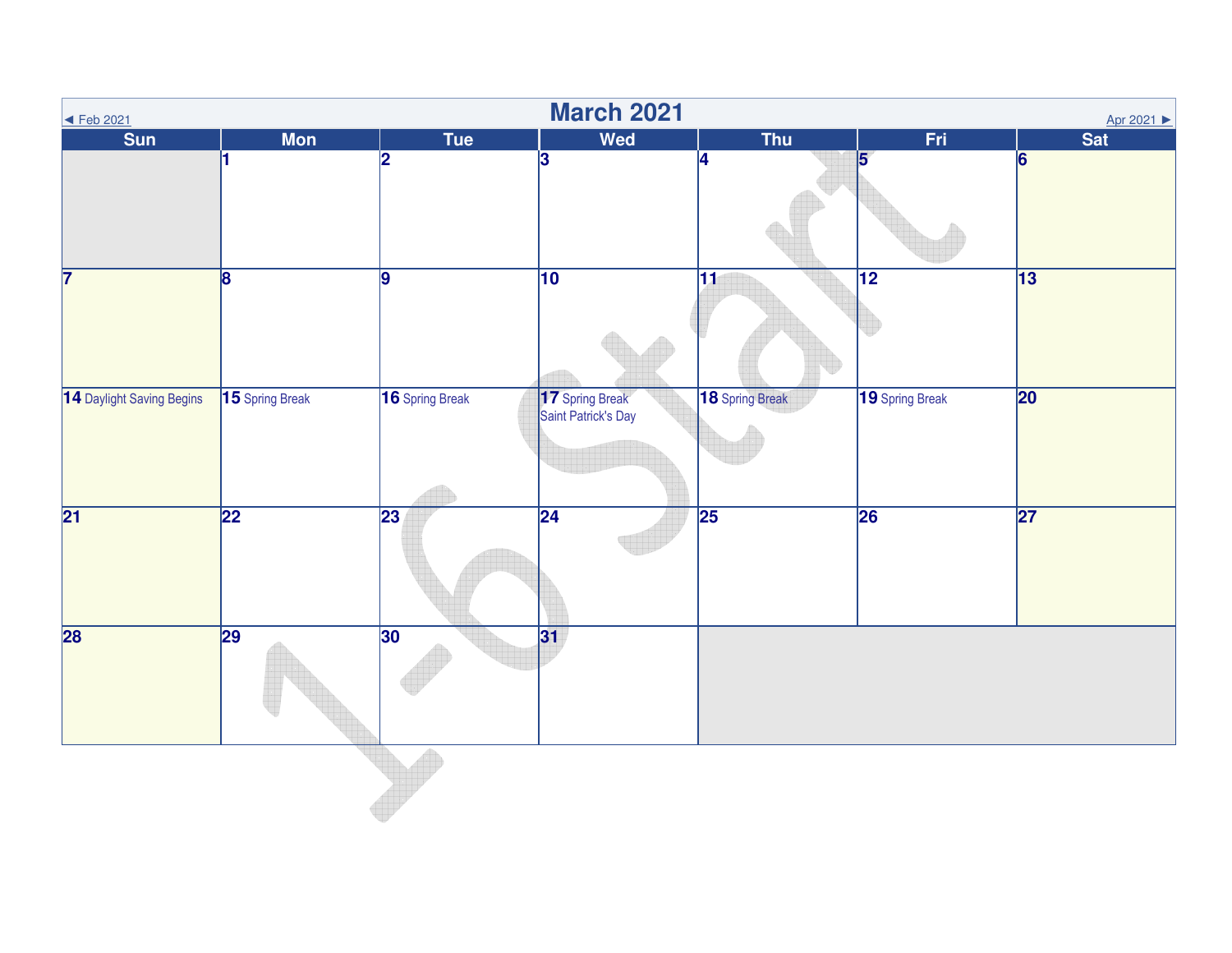◄ Feb 2021 | Apr 2021 ►

# March 2021

| Sun | Mon | Tue | Wed | Thu | Fri | Sat |
|---|---|---|---|---|---|---|
| | 1 | 2 | 3 | 4 | 5 | 6 |
| 7 | 8 | 9 | 10 | 11 | 12 | 13 |
| 14 Daylight Saving Begins | 15 Spring Break | 16 Spring Break | 17 Spring Break Saint Patrick's Day | 18 Spring Break | 19 Spring Break | 20 |
| 21 | 22 | 23 | 24 | 25 | 26 | 27 |
| 28 | 29 | 30 | 31 | | | |

1-6 Start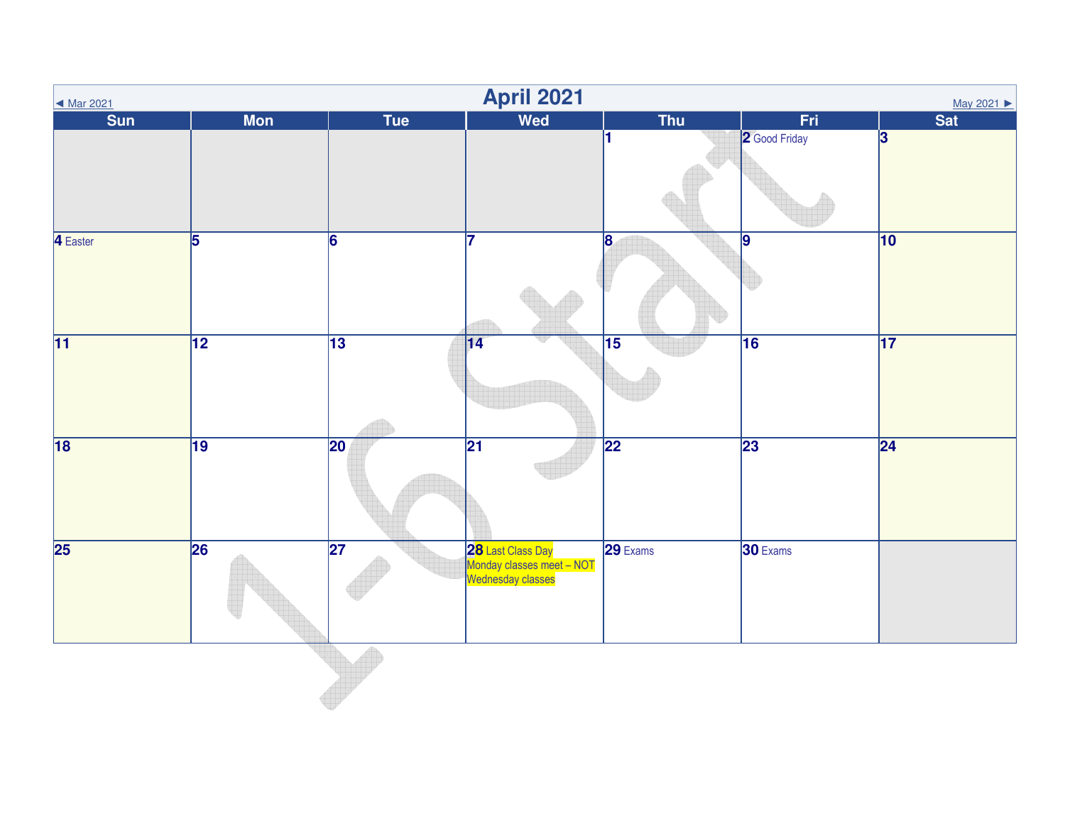◄ Mar 2021

# April 2021

May 2021 ►

| Sun | Mon | Tue | Wed | Thu | Fri | Sat |
| --- | --- | --- | --- | --- | --- | --- |
| | | | | 1 | 2 Good Friday | 3 |
| 4 Easter | 5 | 6 | 7 | 8 | 9 | 10 |
| 11 | 12 | 13 | 14 | 15 | 16 | 17 |
| 18 | 19 | 20 | 21 | 22 | 23 | 24 |
| 25 | 26 | 27 | 28 Last Class Day Monday classes meet – NOT Wednesday classes | 29 Exams | 30 Exams | |

1-6 Start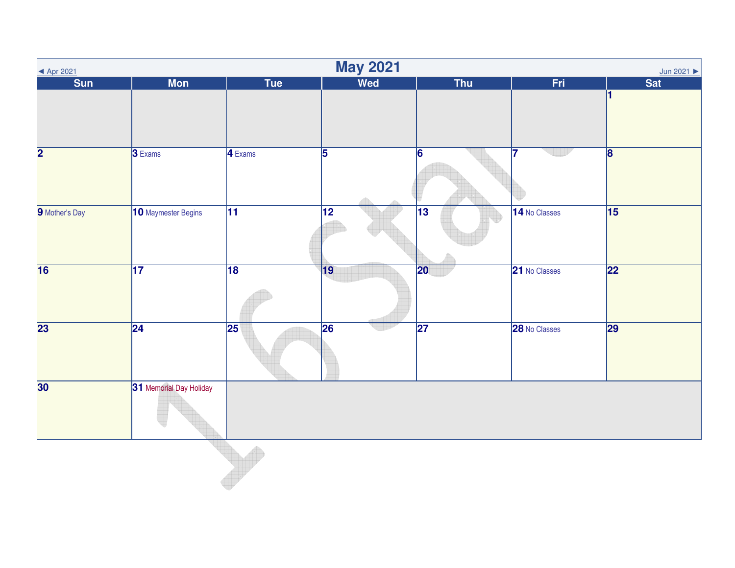◄ Apr 2021

# May 2021

Jun 2021 ►

| Sun | Mon | Tue | Wed | Thu | Fri | Sat |
|---|---|---|---|---|---|---|
| | | | | | | 1 |
| 2 | 3 Exams | 4 Exams | 5 | 6 | 7 | 8 |
| 9 Mother's Day | 10 Maymester Begins | 11 | 12 | 13 | 14 No Classes | 15 |
| 16 | 17 | 18 | 19 | 20 | 21 No Classes | 22 |
| 23 | 24 | 25 | 26 | 27 | 28 No Classes | 29 |
| 30 | 31 Memorial Day Holiday | | | | | |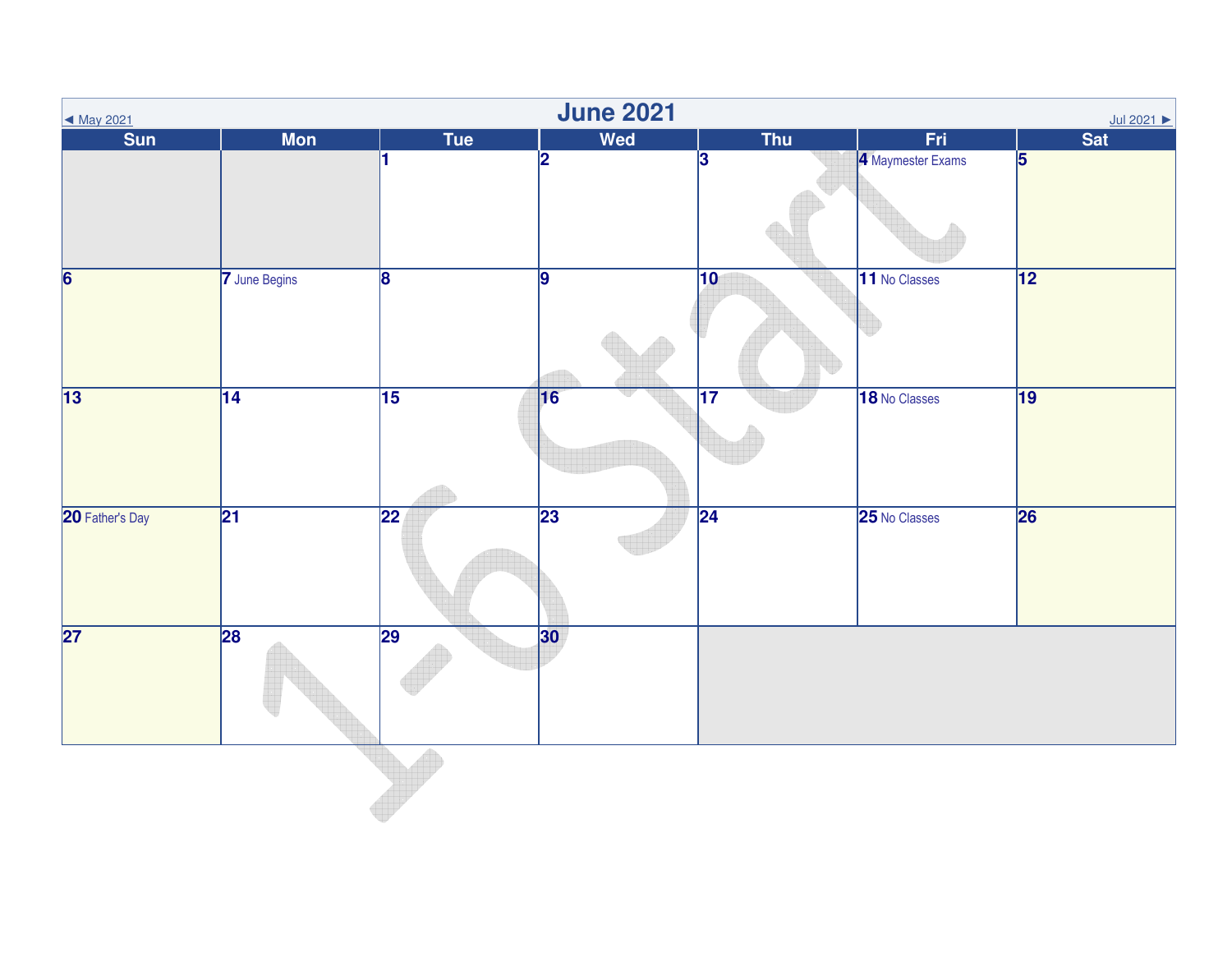◄ May 2021

# June 2021

Jul 2021 ►

| Sun | Mon | Tue | Wed | Thu | Fri | Sat |
|---|---|---|---|---|---|---|
| | | 1 | 2 | 3 | 4 Maymester Exams | 5 |
| 6 | 7 June Begins | 8 | 9 | 10 | 11 No Classes | 12 |
| 13 | 14 | 15 | 16 | 17 | 18 No Classes | 19 |
| 20 Father's Day | 21 | 22 | 23 | 24 | 25 No Classes | 26 |
| 27 | 28 | 29 | 30 | | | |

1-6 Start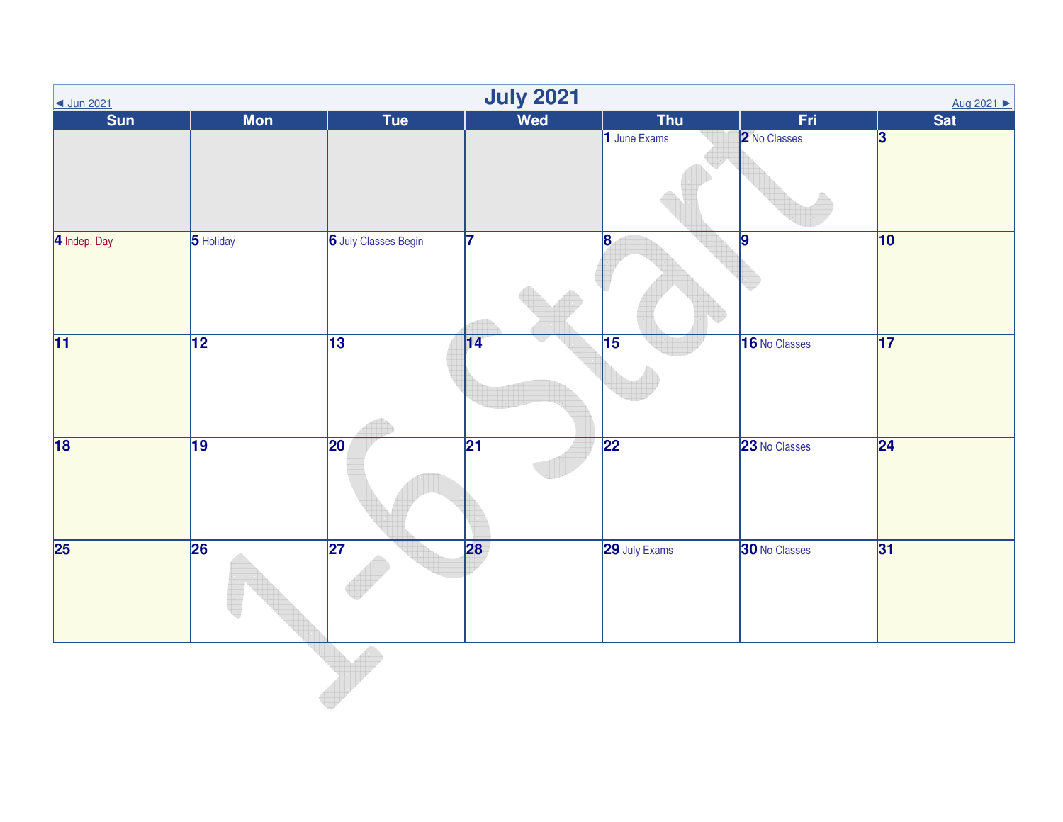◄ Jun 2021

# July 2021

Aug 2021 ►

| Sun | Mon | Tue | Wed | Thu | Fri | Sat |
|---|---|---|---|---|---|---|
| | | | | 1 June Exams | 2 No Classes | 3 |
| 4 Indep. Day | 5 Holiday | 6 July Classes Begin | 7 | 8 | 9 | 10 |
| 11 | 12 | 13 | 14 | 15 | 16 No Classes | 17 |
| 18 | 19 | 20 | 21 | 22 | 23 No Classes | 24 |
| 25 | 26 | 27 | 28 | 29 July Exams | 30 No Classes | 31 |

1-6 Start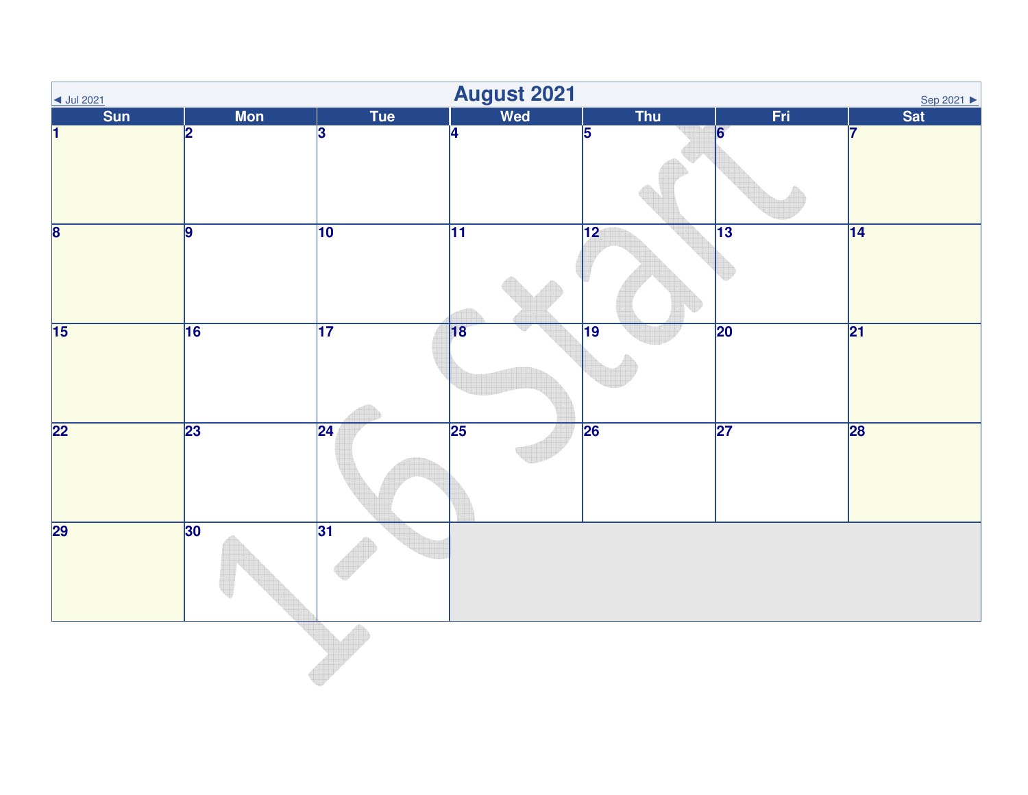◄ Jul 2021

# August 2021

Sep 2021 ►

| Sun | Mon | Tue | Wed | Thu | Fri | Sat |
|---|---|---|---|---|---|---|
| 1 | 2 | 3 | 4 | 5 | 6 | 7 |
| 8 | 9 | 10 | 11 | 12 | 13 | 14 |
| 15 | 16 | 17 | 18 | 19 | 20 | 21 |
| 22 | 23 | 24 | 25 | 26 | 27 | 28 |
| 29 | 30 | 31 | | | | |

1-6Start